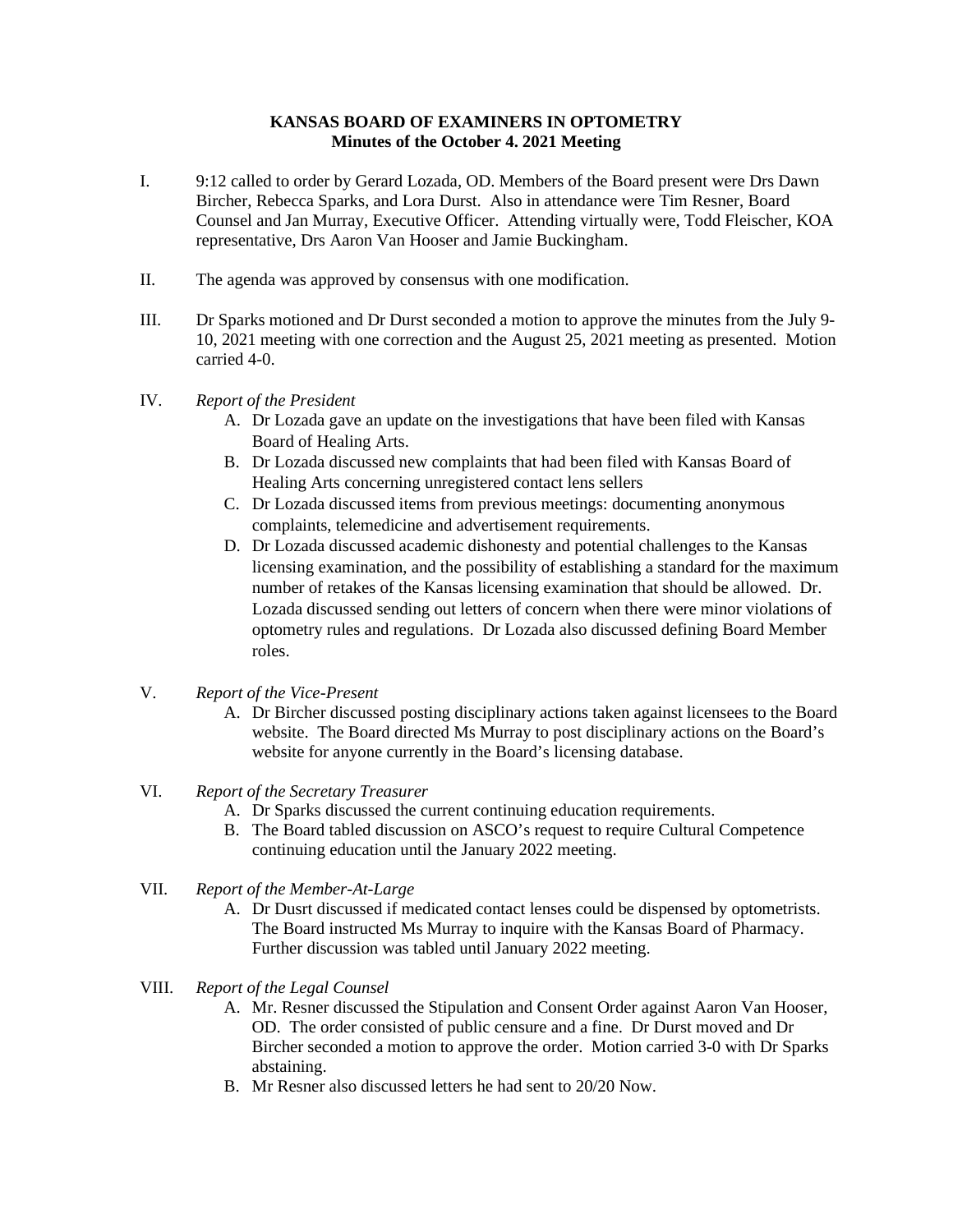**KANSAS BOARD OF EXAMINERS IN OPTOMETRY**
**Minutes of the October 4. 2021 Meeting**

I. 9:12 called to order by Gerard Lozada, OD. Members of the Board present were Drs Dawn Bircher, Rebecca Sparks, and Lora Durst. Also in attendance were Tim Resner, Board Counsel and Jan Murray, Executive Officer. Attending virtually were, Todd Fleischer, KOA representative, Drs Aaron Van Hooser and Jamie Buckingham.

II. The agenda was approved by consensus with one modification.

III. Dr Sparks motioned and Dr Durst seconded a motion to approve the minutes from the July 9-10, 2021 meeting with one correction and the August 25, 2021 meeting as presented. Motion carried 4-0.

IV. *Report of the President*

A. Dr Lozada gave an update on the investigations that have been filed with Kansas Board of Healing Arts.

B. Dr Lozada discussed new complaints that had been filed with Kansas Board of Healing Arts concerning unregistered contact lens sellers

C. Dr Lozada discussed items from previous meetings: documenting anonymous complaints, telemedicine and advertisement requirements.

D. Dr Lozada discussed academic dishonesty and potential challenges to the Kansas licensing examination, and the possibility of establishing a standard for the maximum number of retakes of the Kansas licensing examination that should be allowed. Dr. Lozada discussed sending out letters of concern when there were minor violations of optometry rules and regulations. Dr Lozada also discussed defining Board Member roles.

V. *Report of the Vice-Present*

A. Dr Bircher discussed posting disciplinary actions taken against licensees to the Board website. The Board directed Ms Murray to post disciplinary actions on the Board's website for anyone currently in the Board's licensing database.

VI. *Report of the Secretary Treasurer*

A. Dr Sparks discussed the current continuing education requirements.

B. The Board tabled discussion on ASCO's request to require Cultural Competence continuing education until the January 2022 meeting.

VII. *Report of the Member-At-Large*

A. Dr Dusrt discussed if medicated contact lenses could be dispensed by optometrists. The Board instructed Ms Murray to inquire with the Kansas Board of Pharmacy. Further discussion was tabled until January 2022 meeting.

VIII. *Report of the Legal Counsel*

A. Mr. Resner discussed the Stipulation and Consent Order against Aaron Van Hooser, OD. The order consisted of public censure and a fine. Dr Durst moved and Dr Bircher seconded a motion to approve the order. Motion carried 3-0 with Dr Sparks abstaining.

B. Mr Resner also discussed letters he had sent to 20/20 Now.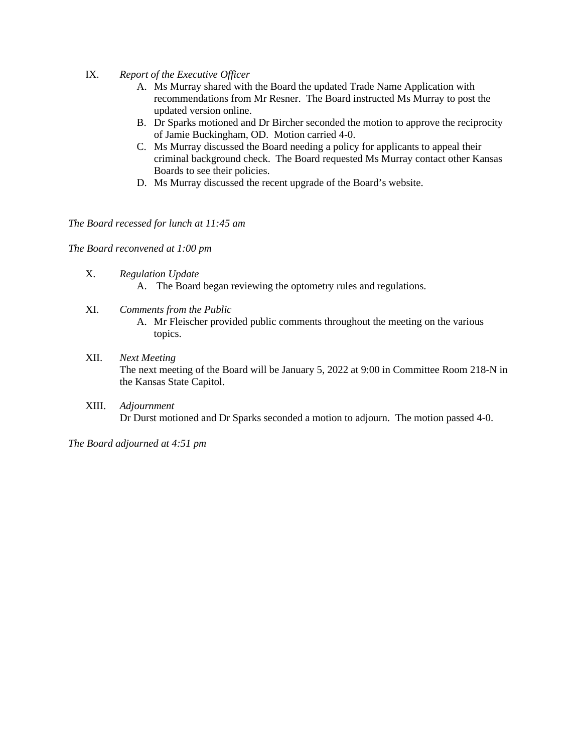IX. *Report of the Executive Officer*

   A. Ms Murray shared with the Board the updated Trade Name Application with recommendations from Mr Resner. The Board instructed Ms Murray to post the updated version online.
   B. Dr Sparks motioned and Dr Bircher seconded the motion to approve the reciprocity of Jamie Buckingham, OD. Motion carried 4-0.
   C. Ms Murray discussed the Board needing a policy for applicants to appeal their criminal background check. The Board requested Ms Murray contact other Kansas Boards to see their policies.
   D. Ms Murray discussed the recent upgrade of the Board's website.

*The Board recessed for lunch at 11:45 am*

*The Board reconvened at 1:00 pm*

X. *Regulation Update*

   A. The Board began reviewing the optometry rules and regulations.

XI. *Comments from the Public*

   A. Mr Fleischer provided public comments throughout the meeting on the various topics.

XII. *Next Meeting*

The next meeting of the Board will be January 5, 2022 at 9:00 in Committee Room 218-N in the Kansas State Capitol.

XIII. *Adjournment*

Dr Durst motioned and Dr Sparks seconded a motion to adjourn. The motion passed 4-0.

*The Board adjourned at 4:51 pm*